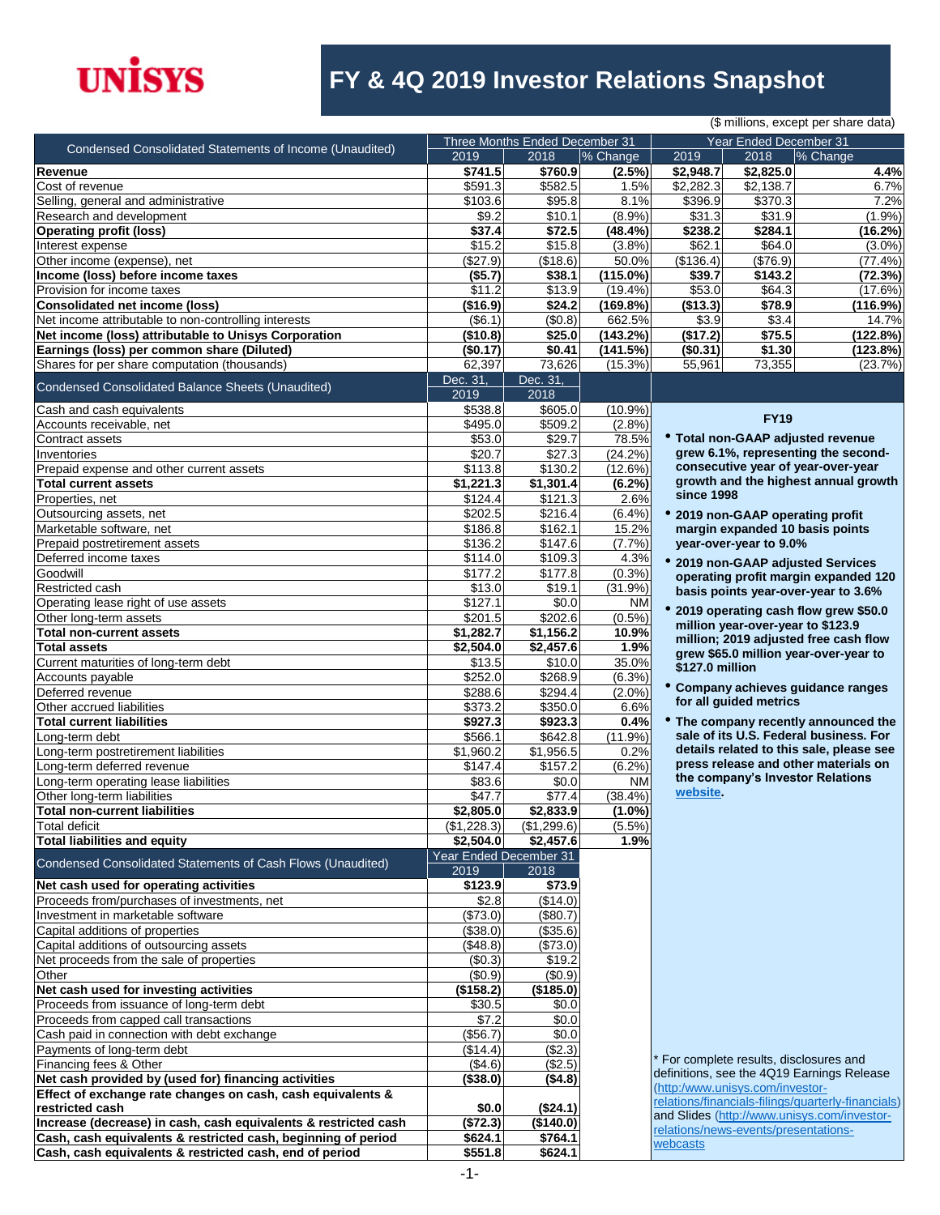# UNISYS

# FY & 4Q 2019 Investor Relations Snapshot

($ millions, except per share data)

| Condensed Consolidated Statements of Income (Unaudited) | Three Months Ended December 31 | | | Year Ended December 31 | | |
|---|---|---|---|---|---|---|
| | 2019 | 2018 | % Change | 2019 | 2018 | % Change |
| **Revenue** | **$741.5** | **$760.9** | **(2.5%)** | **$2,948.7** | **$2,825.0** | **4.4%** |
| Cost of revenue | $591.3 | $582.5 | 1.5% | $2,282.3 | $2,138.7 | 6.7% |
| Selling, general and administrative | $103.6 | $95.8 | 8.1% | $396.9 | $370.3 | 7.2% |
| Research and development | $9.2 | $10.1 | (8.9%) | $31.3 | $31.9 | (1.9%) |
| **Operating profit (loss)** | **$37.4** | **$72.5** | **(48.4%)** | **$238.2** | **$284.1** | **(16.2%)** |
| Interest expense | $15.2 | $15.8 | (3.8%) | $62.1 | $64.0 | (3.0%) |
| Other income (expense), net | ($27.9) | ($18.6) | 50.0% | ($136.4) | ($76.9) | (77.4%) |
| **Income (loss) before income taxes** | **($5.7)** | **$38.1** | **(115.0%)** | **$39.7** | **$143.2** | **(72.3%)** |
| Provision for income taxes | $11.2 | $13.9 | (19.4%) | $53.0 | $64.3 | (17.6%) |
| **Consolidated net income (loss)** | **($16.9)** | **$24.2** | **(169.8%)** | **($13.3)** | **$78.9** | **(116.9%)** |
| Net income attributable to non-controlling interests | ($6.1) | ($0.8) | 662.5% | $3.9 | $3.4 | 14.7% |
| **Net income (loss) attributable to Unisys Corporation** | **($10.8)** | **$25.0** | **(143.2%)** | **($17.2)** | **$75.5** | **(122.8%)** |
| **Earnings (loss) per common share (Diluted)** | **($0.17)** | **$0.41** | **(141.5%)** | **($0.31)** | **$1.30** | **(123.8%)** |
| Shares for per share computation (thousands) | 62,397 | 73,626 | (15.3%) | 55,961 | 73,355 | (23.7%) |

| Condensed Consolidated Balance Sheets (Unaudited) | Dec. 31, 2019 | Dec. 31, 2018 | |
|---|---|---|---|
| Cash and cash equivalents | $538.8 | $605.0 | (10.9%) |
| Accounts receivable, net | $495.0 | $509.2 | (2.8%) |
| Contract assets | $53.0 | $29.7 | 78.5% |
| Inventories | $20.7 | $27.3 | (24.2%) |
| Prepaid expense and other current assets | $113.8 | $130.2 | (12.6%) |
| **Total current assets** | **$1,221.3** | **$1,301.4** | **(6.2%)** |
| Properties, net | $124.4 | $121.3 | 2.6% |
| Outsourcing assets, net | $202.5 | $216.4 | (6.4%) |
| Marketable software, net | $186.8 | $162.1 | 15.2% |
| Prepaid postretirement assets | $136.2 | $147.6 | (7.7%) |
| Deferred income taxes | $114.0 | $109.3 | 4.3% |
| Goodwill | $177.2 | $177.8 | (0.3%) |
| Restricted cash | $13.0 | $19.1 | (31.9%) |
| Operating lease right of use assets | $127.1 | $0.0 | NM |
| Other long-term assets | $201.5 | $202.6 | (0.5%) |
| **Total non-current assets** | **$1,282.7** | **$1,156.2** | **10.9%** |
| **Total assets** | **$2,504.0** | **$2,457.6** | **1.9%** |
| Current maturities of long-term debt | $13.5 | $10.0 | 35.0% |
| Accounts payable | $252.0 | $268.9 | (6.3%) |
| Deferred revenue | $288.6 | $294.4 | (2.0%) |
| Other accrued liabilities | $373.2 | $350.0 | 6.6% |
| **Total current liabilities** | **$927.3** | **$923.3** | **0.4%** |
| Long-term debt | $566.1 | $642.8 | (11.9%) |
| Long-term postretirement liabilities | $1,960.2 | $1,956.5 | 0.2% |
| Long-term deferred revenue | $147.4 | $157.2 | (6.2%) |
| Long-term operating lease liabilities | $83.6 | $0.0 | NM |
| Other long-term liabilities | $47.7 | $77.4 | (38.4%) |
| **Total non-current liabilities** | **$2,805.0** | **$2,833.9** | **(1.0%)** |
| Total deficit | ($1,228.3) | ($1,299.6) | (5.5%) |
| **Total liabilities and equity** | **$2,504.0** | **$2,457.6** | **1.9%** |

| Condensed Consolidated Statements of Cash Flows (Unaudited) | Year Ended December 31 | |
|---|---|---|
| | 2019 | 2018 |
| **Net cash used for operating activities** | **$123.9** | **$73.9** |
| Proceeds from/purchases of investments, net | $2.8 | ($14.0) |
| Investment in marketable software | ($73.0) | ($80.7) |
| Capital additions of properties | ($38.0) | ($35.6) |
| Capital additions of outsourcing assets | ($48.8) | ($73.0) |
| Net proceeds from the sale of properties | ($0.3) | $19.2 |
| Other | ($0.9) | ($0.9) |
| **Net cash used for investing activities** | **($158.2)** | **($185.0)** |
| Proceeds from issuance of long-term debt | $30.5 | $0.0 |
| Proceeds from capped call transactions | $7.2 | $0.0 |
| Cash paid in connection with debt exchange | ($56.7) | $0.0 |
| Payments of long-term debt | ($14.4) | ($2.3) |
| Financing fees & Other | ($4.6) | ($2.5) |
| **Net cash provided by (used for) financing activities** | **($38.0)** | **($4.8)** |
| **Effect of exchange rate changes on cash, cash equivalents & restricted cash** | **$0.0** | **($24.1)** |
| **Increase (decrease) in cash, cash equivalents & restricted cash** | **($72.3)** | **($140.0)** |
| **Cash, cash equivalents & restricted cash, beginning of period** | **$624.1** | **$764.1** |
| **Cash, cash equivalents & restricted cash, end of period** | **$551.8** | **$624.1** |

### FY19

- **Total non-GAAP adjusted revenue grew 6.1%, representing the second-consecutive year of year-over-year growth and the highest annual growth since 1998**
- **2019 non-GAAP operating profit margin expanded 10 basis points year-over-year to 9.0%**
- **2019 non-GAAP adjusted Services operating profit margin expanded 120 basis points year-over-year to 3.6%**
- **2019 operating cash flow grew $50.0 million year-over-year to $123.9 million; 2019 adjusted free cash flow grew $65.0 million year-over-year to $127.0 million**
- **Company achieves guidance ranges for all guided metrics**
- **The company recently announced the sale of its U.S. Federal business. For details related to this sale, please see press release and other materials on the company's Investor Relations website.**

* For complete results, disclosures and definitions, see the 4Q19 Earnings Release (http:/www.unisys.com/investor-relations/financials-filings/quarterly-financials) and Slides (http://www.unisys.com/investor-relations/news-events/presentations-webcasts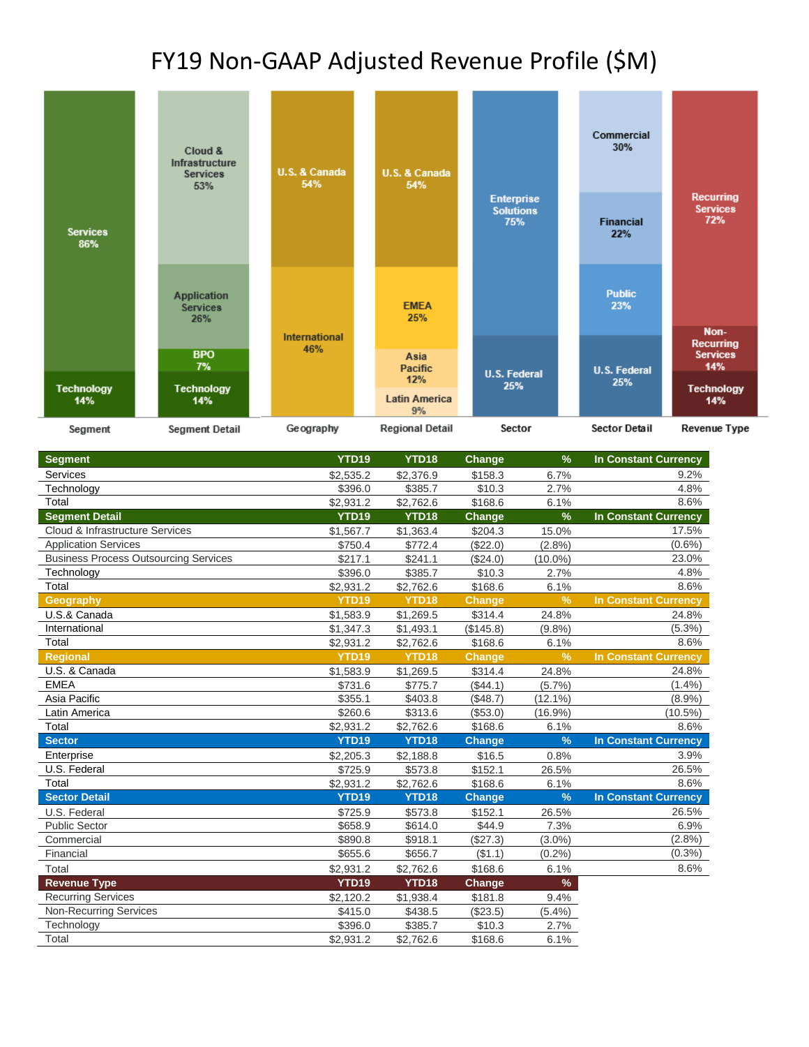# FY19 Non-GAAP Adjusted Revenue Profile ($M)

| Segment | Segment Detail | Geography | Regional Detail | Sector | Sector Detail | Revenue Type |
|---|---|---|---|---|---|---|
| Services 86% | Cloud & Infrastructure Services 53% | U.S. & Canada 54% | U.S. & Canada 54% | Enterprise Solutions 75% | Commercial 30% | Recurring Services 72% |
| Technology 14% | Application Services 26% | International 46% | EMEA 25% | U.S. Federal 25% | Financial 22% | Non-Recurring Services 14% |
| | BPO 7% | | Asia Pacific 12% | | Public 23% | Technology 14% |
| | Technology 14% | | Latin America 9% | | U.S. Federal 25% | |

| Segment | YTD19 | YTD18 | Change | % | In Constant Currency |
|---|---|---|---|---|---|
| Services | $2,535.2 | $2,376.9 | $158.3 | 6.7% | 9.2% |
| Technology | $396.0 | $385.7 | $10.3 | 2.7% | 4.8% |
| Total | $2,931.2 | $2,762.6 | $168.6 | 6.1% | 8.6% |
| **Segment Detail** | **YTD19** | **YTD18** | **Change** | **%** | **In Constant Currency** |
| Cloud & Infrastructure Services | $1,567.7 | $1,363.4 | $204.3 | 15.0% | 17.5% |
| Application Services | $750.4 | $772.4 | ($22.0) | (2.8%) | (0.6%) |
| Business Process Outsourcing Services | $217.1 | $241.1 | ($24.0) | (10.0%) | 23.0% |
| Technology | $396.0 | $385.7 | $10.3 | 2.7% | 4.8% |
| Total | $2,931.2 | $2,762.6 | $168.6 | 6.1% | 8.6% |
| **Geography** | **YTD19** | **YTD18** | **Change** | **%** | **In Constant Currency** |
| U.S.& Canada | $1,583.9 | $1,269.5 | $314.4 | 24.8% | 24.8% |
| International | $1,347.3 | $1,493.1 | ($145.8) | (9.8%) | (5.3%) |
| Total | $2,931.2 | $2,762.6 | $168.6 | 6.1% | 8.6% |
| **Regional** | **YTD19** | **YTD18** | **Change** | **%** | **In Constant Currency** |
| U.S. & Canada | $1,583.9 | $1,269.5 | $314.4 | 24.8% | 24.8% |
| EMEA | $731.6 | $775.7 | ($44.1) | (5.7%) | (1.4%) |
| Asia Pacific | $355.1 | $403.8 | ($48.7) | (12.1%) | (8.9%) |
| Latin America | $260.6 | $313.6 | ($53.0) | (16.9%) | (10.5%) |
| Total | $2,931.2 | $2,762.6 | $168.6 | 6.1% | 8.6% |
| **Sector** | **YTD19** | **YTD18** | **Change** | **%** | **In Constant Currency** |
| Enterprise | $2,205.3 | $2,188.8 | $16.5 | 0.8% | 3.9% |
| U.S. Federal | $725.9 | $573.8 | $152.1 | 26.5% | 26.5% |
| Total | $2,931.2 | $2,762.6 | $168.6 | 6.1% | 8.6% |
| **Sector Detail** | **YTD19** | **YTD18** | **Change** | **%** | **In Constant Currency** |
| U.S. Federal | $725.9 | $573.8 | $152.1 | 26.5% | 26.5% |
| Public Sector | $658.9 | $614.0 | $44.9 | 7.3% | 6.9% |
| Commercial | $890.8 | $918.1 | ($27.3) | (3.0%) | (2.8%) |
| Financial | $655.6 | $656.7 | ($1.1) | (0.2%) | (0.3%) |
| Total | $2,931.2 | $2,762.6 | $168.6 | 6.1% | 8.6% |
| **Revenue Type** | **YTD19** | **YTD18** | **Change** | **%** | |
| Recurring Services | $2,120.2 | $1,938.4 | $181.8 | 9.4% | |
| Non-Recurring Services | $415.0 | $438.5 | ($23.5) | (5.4%) | |
| Technology | $396.0 | $385.7 | $10.3 | 2.7% | |
| Total | $2,931.2 | $2,762.6 | $168.6 | 6.1% | |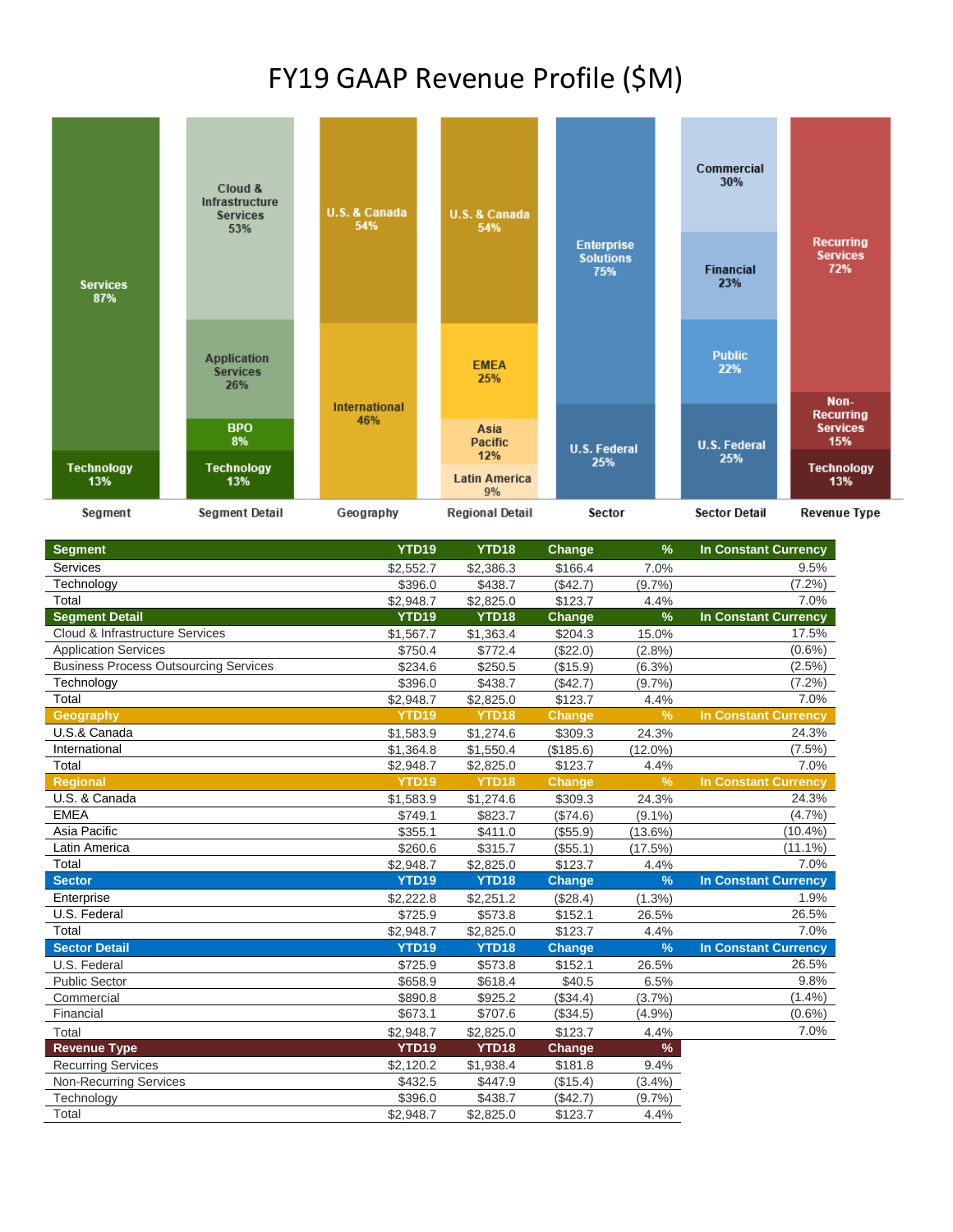# FY19 GAAP Revenue Profile ($M)

| Segment | Segment Detail | Geography | Regional Detail | Sector | Sector Detail | Revenue Type |
|---|---|---|---|---|---|---|
| Services 87% | Cloud & Infrastructure Services 53% | U.S. & Canada 54% | U.S. & Canada 54% | Enterprise Solutions 75% | Commercial 30% | Recurring Services 72% |
| Technology 13% | Application Services 26% | International 46% | EMEA 25% | U.S. Federal 25% | Financial 23% | Non-Recurring Services 15% |
| | BPO 8% | | Asia Pacific 12% | | Public 22% | Technology 13% |
| | Technology 13% | | Latin America 9% | | U.S. Federal 25% | |

| Segment | YTD19 | YTD18 | Change | % | In Constant Currency |
|---|---|---|---|---|---|
| Services | $2,552.7 | $2,386.3 | $166.4 | 7.0% | 9.5% |
| Technology | $396.0 | $438.7 | ($42.7) | (9.7%) | (7.2%) |
| Total | $2,948.7 | $2,825.0 | $123.7 | 4.4% | 7.0% |
| **Segment Detail** | **YTD19** | **YTD18** | **Change** | **%** | **In Constant Currency** |
| Cloud & Infrastructure Services | $1,567.7 | $1,363.4 | $204.3 | 15.0% | 17.5% |
| Application Services | $750.4 | $772.4 | ($22.0) | (2.8%) | (0.6%) |
| Business Process Outsourcing Services | $234.6 | $250.5 | ($15.9) | (6.3%) | (2.5%) |
| Technology | $396.0 | $438.7 | ($42.7) | (9.7%) | (7.2%) |
| Total | $2,948.7 | $2,825.0 | $123.7 | 4.4% | 7.0% |
| **Geography** | **YTD19** | **YTD18** | **Change** | **%** | **In Constant Currency** |
| U.S.& Canada | $1,583.9 | $1,274.6 | $309.3 | 24.3% | 24.3% |
| International | $1,364.8 | $1,550.4 | ($185.6) | (12.0%) | (7.5%) |
| Total | $2,948.7 | $2,825.0 | $123.7 | 4.4% | 7.0% |
| **Regional** | **YTD19** | **YTD18** | **Change** | **%** | **In Constant Currency** |
| U.S. & Canada | $1,583.9 | $1,274.6 | $309.3 | 24.3% | 24.3% |
| EMEA | $749.1 | $823.7 | ($74.6) | (9.1%) | (4.7%) |
| Asia Pacific | $355.1 | $411.0 | ($55.9) | (13.6%) | (10.4%) |
| Latin America | $260.6 | $315.7 | ($55.1) | (17.5%) | (11.1%) |
| Total | $2,948.7 | $2,825.0 | $123.7 | 4.4% | 7.0% |
| **Sector** | **YTD19** | **YTD18** | **Change** | **%** | **In Constant Currency** |
| Enterprise | $2,222.8 | $2,251.2 | ($28.4) | (1.3%) | 1.9% |
| U.S. Federal | $725.9 | $573.8 | $152.1 | 26.5% | 26.5% |
| Total | $2,948.7 | $2,825.0 | $123.7 | 4.4% | 7.0% |
| **Sector Detail** | **YTD19** | **YTD18** | **Change** | **%** | **In Constant Currency** |
| U.S. Federal | $725.9 | $573.8 | $152.1 | 26.5% | 26.5% |
| Public Sector | $658.9 | $618.4 | $40.5 | 6.5% | 9.8% |
| Commercial | $890.8 | $925.2 | ($34.4) | (3.7%) | (1.4%) |
| Financial | $673.1 | $707.6 | ($34.5) | (4.9%) | (0.6%) |
| Total | $2,948.7 | $2,825.0 | $123.7 | 4.4% | 7.0% |

| Revenue Type | YTD19 | YTD18 | Change | % |
|---|---|---|---|---|
| Recurring Services | $2,120.2 | $1,938.4 | $181.8 | 9.4% |
| Non-Recurring Services | $432.5 | $447.9 | ($15.4) | (3.4%) |
| Technology | $396.0 | $438.7 | ($42.7) | (9.7%) |
| Total | $2,948.7 | $2,825.0 | $123.7 | 4.4% |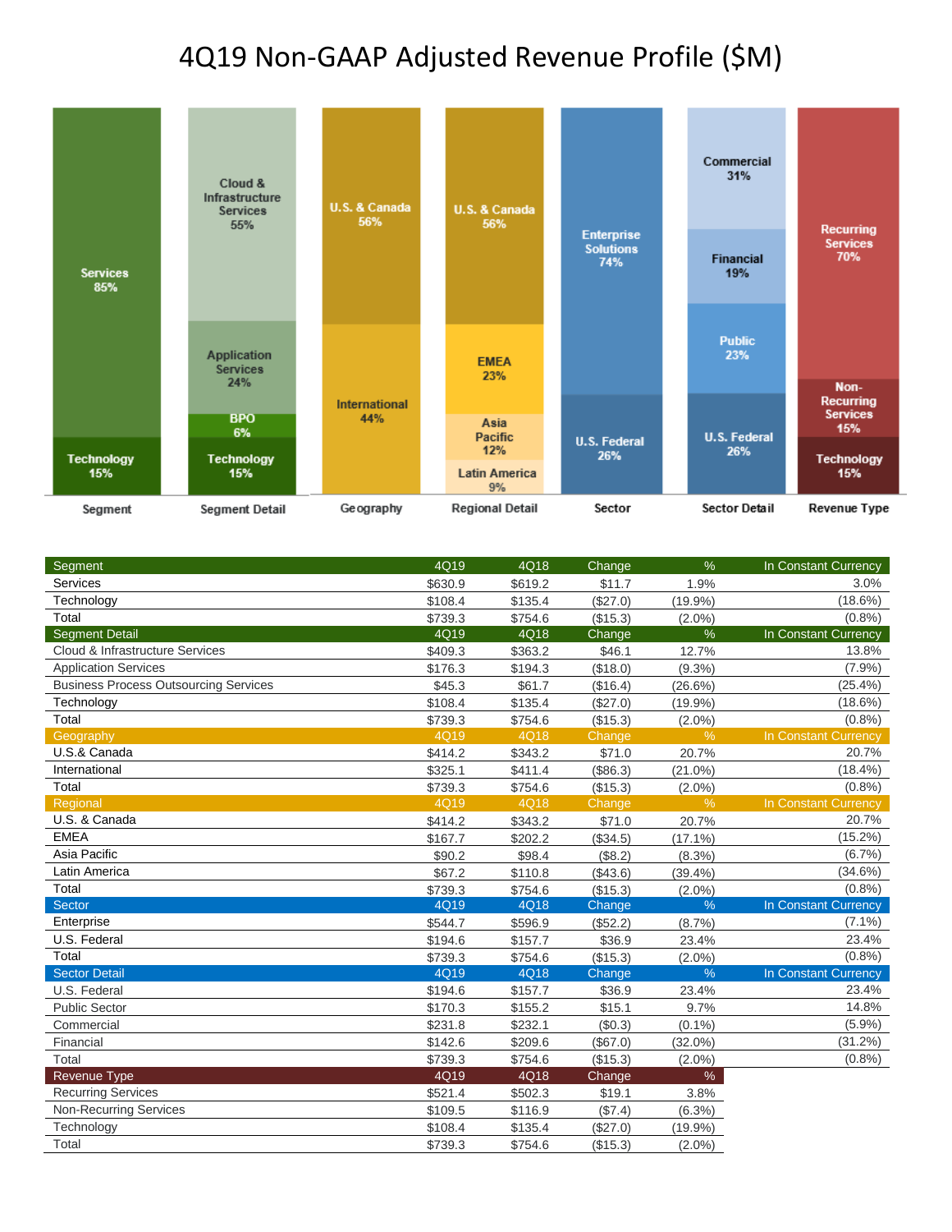# 4Q19 Non-GAAP Adjusted Revenue Profile ($M)

| Segment | Segment Detail | Geography | Regional Detail | Sector | Sector Detail | Revenue Type |
|---|---|---|---|---|---|---|
| Services 85% | Cloud & Infrastructure Services 55% | U.S. & Canada 56% | U.S. & Canada 56% | Enterprise Solutions 74% | Commercial 31% | Recurring Services 70% |
| Technology 15% | Application Services 24% | International 44% | EMEA 23% | U.S. Federal 26% | Financial 19% | Non-Recurring Services 15% |
| | BPO 6% | | Asia Pacific 12% | | Public 23% | Technology 15% |
| | Technology 15% | | Latin America 9% | | U.S. Federal 26% | |

| Segment | 4Q19 | 4Q18 | Change | % | In Constant Currency |
|---|---|---|---|---|---|
| Services | $630.9 | $619.2 | $11.7 | 1.9% | 3.0% |
| Technology | $108.4 | $135.4 | ($27.0) | (19.9%) | (18.6%) |
| Total | $739.3 | $754.6 | ($15.3) | (2.0%) | (0.8%) |
| **Segment Detail** | **4Q19** | **4Q18** | **Change** | **%** | **In Constant Currency** |
| Cloud & Infrastructure Services | $409.3 | $363.2 | $46.1 | 12.7% | 13.8% |
| Application Services | $176.3 | $194.3 | ($18.0) | (9.3%) | (7.9%) |
| Business Process Outsourcing Services | $45.3 | $61.7 | ($16.4) | (26.6%) | (25.4%) |
| Technology | $108.4 | $135.4 | ($27.0) | (19.9%) | (18.6%) |
| Total | $739.3 | $754.6 | ($15.3) | (2.0%) | (0.8%) |
| **Geography** | **4Q19** | **4Q18** | **Change** | **%** | **In Constant Currency** |
| U.S.& Canada | $414.2 | $343.2 | $71.0 | 20.7% | 20.7% |
| International | $325.1 | $411.4 | ($86.3) | (21.0%) | (18.4%) |
| Total | $739.3 | $754.6 | ($15.3) | (2.0%) | (0.8%) |
| **Regional** | **4Q19** | **4Q18** | **Change** | **%** | **In Constant Currency** |
| U.S. & Canada | $414.2 | $343.2 | $71.0 | 20.7% | 20.7% |
| EMEA | $167.7 | $202.2 | ($34.5) | (17.1%) | (15.2%) |
| Asia Pacific | $90.2 | $98.4 | ($8.2) | (8.3%) | (6.7%) |
| Latin America | $67.2 | $110.8 | ($43.6) | (39.4%) | (34.6%) |
| Total | $739.3 | $754.6 | ($15.3) | (2.0%) | (0.8%) |
| **Sector** | **4Q19** | **4Q18** | **Change** | **%** | **In Constant Currency** |
| Enterprise | $544.7 | $596.9 | ($52.2) | (8.7%) | (7.1%) |
| U.S. Federal | $194.6 | $157.7 | $36.9 | 23.4% | 23.4% |
| Total | $739.3 | $754.6 | ($15.3) | (2.0%) | (0.8%) |
| **Sector Detail** | **4Q19** | **4Q18** | **Change** | **%** | **In Constant Currency** |
| U.S. Federal | $194.6 | $157.7 | $36.9 | 23.4% | 23.4% |
| Public Sector | $170.3 | $155.2 | $15.1 | 9.7% | 14.8% |
| Commercial | $231.8 | $232.1 | ($0.3) | (0.1%) | (5.9%) |
| Financial | $142.6 | $209.6 | ($67.0) | (32.0%) | (31.2%) |
| Total | $739.3 | $754.6 | ($15.3) | (2.0%) | (0.8%) |

| Revenue Type | 4Q19 | 4Q18 | Change | % |
|---|---|---|---|---|
| Recurring Services | $521.4 | $502.3 | $19.1 | 3.8% |
| Non-Recurring Services | $109.5 | $116.9 | ($7.4) | (6.3%) |
| Technology | $108.4 | $135.4 | ($27.0) | (19.9%) |
| Total | $739.3 | $754.6 | ($15.3) | (2.0%) |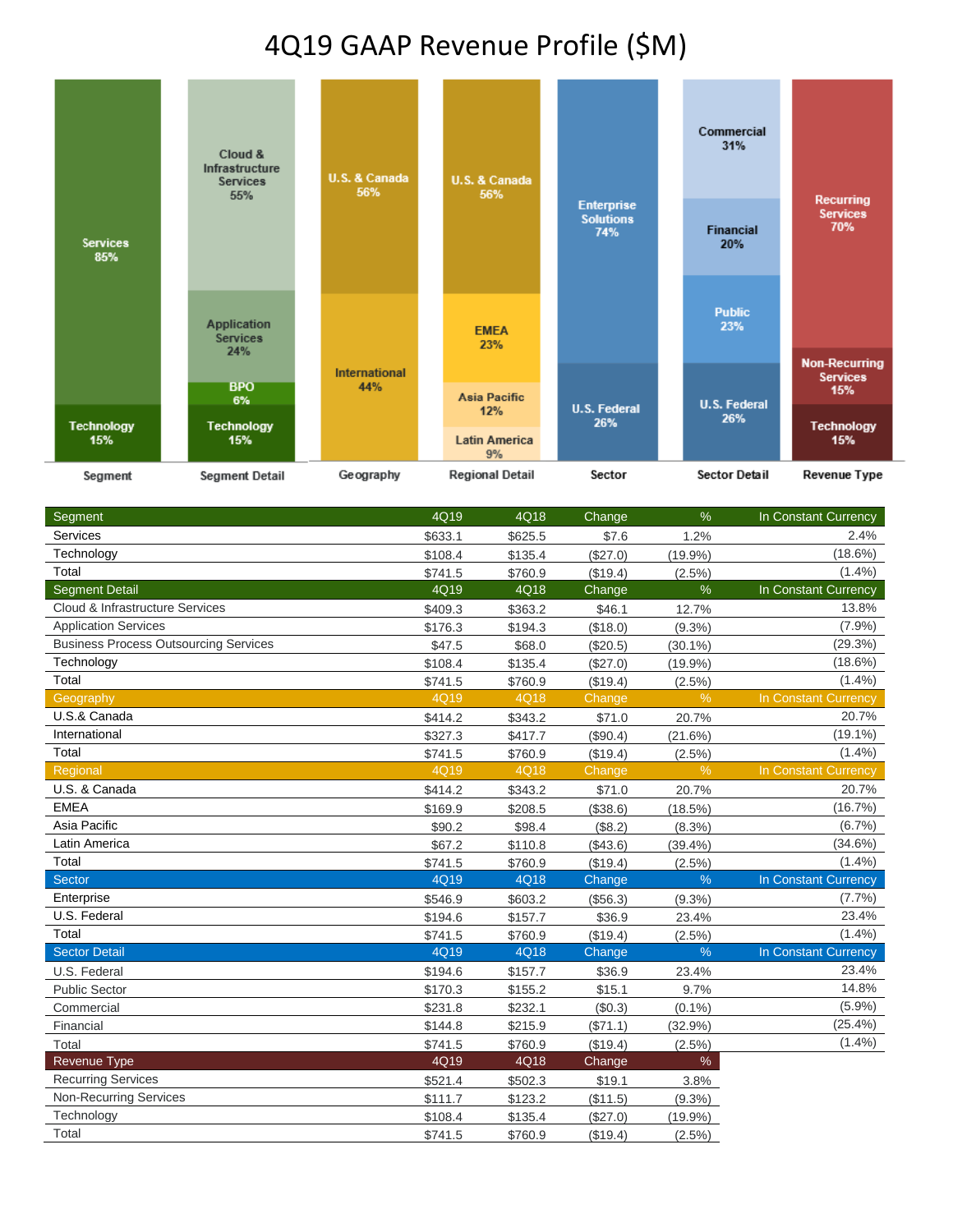# 4Q19 GAAP Revenue Profile ($M)

Services 85%
Technology 15%
Segment

Cloud & Infrastructure Services 55%
Application Services 24%
BPO 6%
Technology 15%
Segment Detail

U.S. & Canada 56%
International 44%
Geography

U.S. & Canada 56%
EMEA 23%
Asia Pacific 12%
Latin America 9%
Regional Detail

Enterprise Solutions 74%
U.S. Federal 26%
Sector

Commercial 31%
Financial 20%
Public 23%
U.S. Federal 26%
Sector Detail

Recurring Services 70%
Non-Recurring Services 15%
Technology 15%
Revenue Type

| Segment | 4Q19 | 4Q18 | Change | % | In Constant Currency |
|---|---|---|---|---|---|
| Services | $633.1 | $625.5 | $7.6 | 1.2% | 2.4% |
| Technology | $108.4 | $135.4 | ($27.0) | (19.9%) | (18.6%) |
| Total | $741.5 | $760.9 | ($19.4) | (2.5%) | (1.4%) |
| **Segment Detail** | **4Q19** | **4Q18** | **Change** | **%** | **In Constant Currency** |
| Cloud & Infrastructure Services | $409.3 | $363.2 | $46.1 | 12.7% | 13.8% |
| Application Services | $176.3 | $194.3 | ($18.0) | (9.3%) | (7.9%) |
| Business Process Outsourcing Services | $47.5 | $68.0 | ($20.5) | (30.1%) | (29.3%) |
| Technology | $108.4 | $135.4 | ($27.0) | (19.9%) | (18.6%) |
| Total | $741.5 | $760.9 | ($19.4) | (2.5%) | (1.4%) |
| **Geography** | **4Q19** | **4Q18** | **Change** | **%** | **In Constant Currency** |
| U.S.& Canada | $414.2 | $343.2 | $71.0 | 20.7% | 20.7% |
| International | $327.3 | $417.7 | ($90.4) | (21.6%) | (19.1%) |
| Total | $741.5 | $760.9 | ($19.4) | (2.5%) | (1.4%) |
| **Regional** | **4Q19** | **4Q18** | **Change** | **%** | **In Constant Currency** |
| U.S. & Canada | $414.2 | $343.2 | $71.0 | 20.7% | 20.7% |
| EMEA | $169.9 | $208.5 | ($38.6) | (18.5%) | (16.7%) |
| Asia Pacific | $90.2 | $98.4 | ($8.2) | (8.3%) | (6.7%) |
| Latin America | $67.2 | $110.8 | ($43.6) | (39.4%) | (34.6%) |
| Total | $741.5 | $760.9 | ($19.4) | (2.5%) | (1.4%) |
| **Sector** | **4Q19** | **4Q18** | **Change** | **%** | **In Constant Currency** |
| Enterprise | $546.9 | $603.2 | ($56.3) | (9.3%) | (7.7%) |
| U.S. Federal | $194.6 | $157.7 | $36.9 | 23.4% | 23.4% |
| Total | $741.5 | $760.9 | ($19.4) | (2.5%) | (1.4%) |
| **Sector Detail** | **4Q19** | **4Q18** | **Change** | **%** | **In Constant Currency** |
| U.S. Federal | $194.6 | $157.7 | $36.9 | 23.4% | 23.4% |
| Public Sector | $170.3 | $155.2 | $15.1 | 9.7% | 14.8% |
| Commercial | $231.8 | $232.1 | ($0.3) | (0.1%) | (5.9%) |
| Financial | $144.8 | $215.9 | ($71.1) | (32.9%) | (25.4%) |
| Total | $741.5 | $760.9 | ($19.4) | (2.5%) | (1.4%) |
| **Revenue Type** | **4Q19** | **4Q18** | **Change** | **%** | |
| Recurring Services | $521.4 | $502.3 | $19.1 | 3.8% | |
| Non-Recurring Services | $111.7 | $123.2 | ($11.5) | (9.3%) | |
| Technology | $108.4 | $135.4 | ($27.0) | (19.9%) | |
| Total | $741.5 | $760.9 | ($19.4) | (2.5%) | |